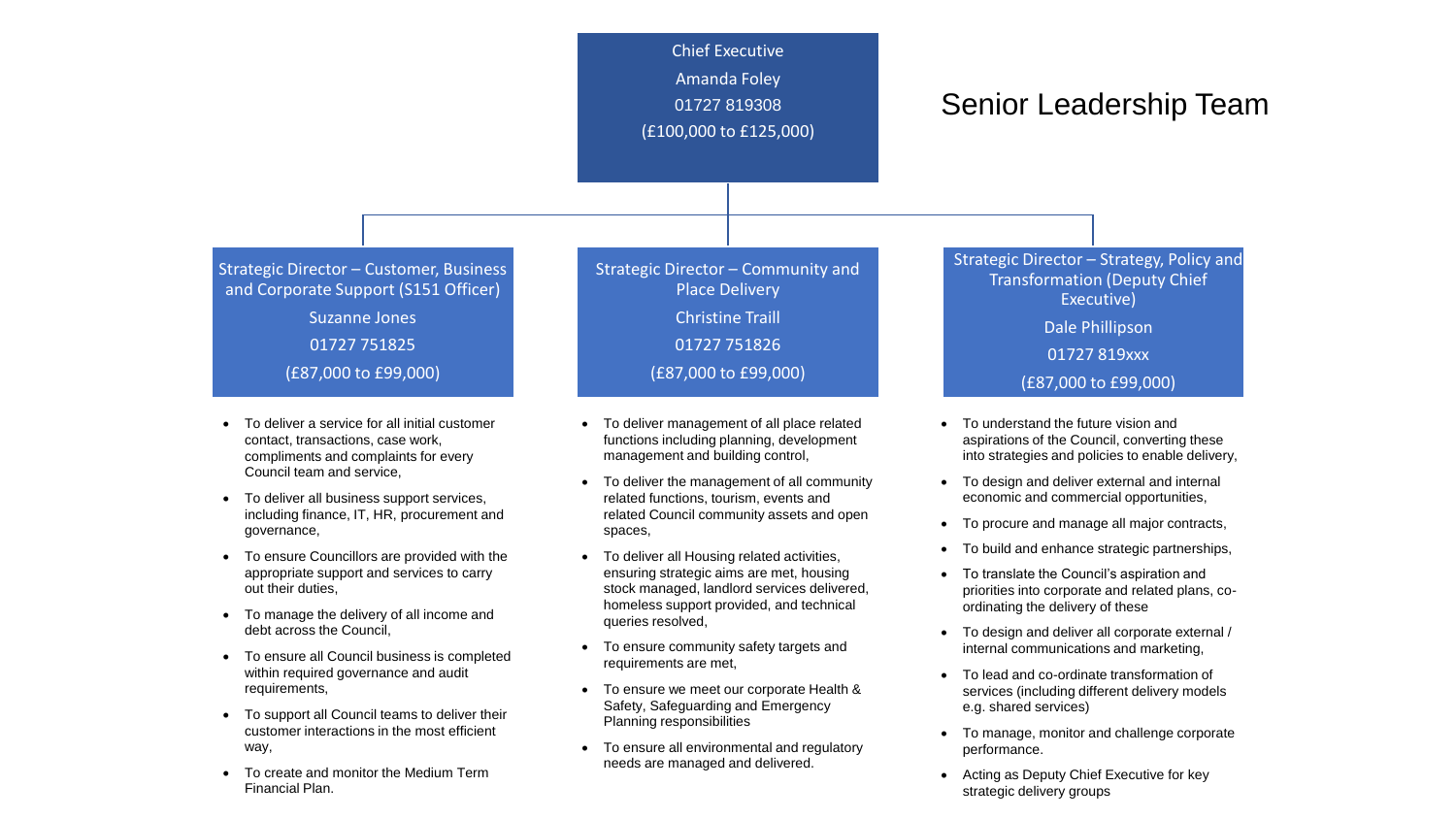# Senior Leadership Team

## Chief Executive

Amanda Foley

01727 819308

(£100,000 to £125,000)

---

### Strategic Director – Customer, Business and Corporate Support (S151 Officer)

Suzanne Jones

01727 751825

(£87,000 to £99,000)

- To deliver a service for all initial customer contact, transactions, case work, compliments and complaints for every Council team and service,
- To deliver all business support services, including finance, IT, HR, procurement and governance,
- To ensure Councillors are provided with the appropriate support and services to carry out their duties,
- To manage the delivery of all income and debt across the Council,
- To ensure all Council business is completed within required governance and audit requirements,
- To support all Council teams to deliver their customer interactions in the most efficient way,
- To create and monitor the Medium Term Financial Plan.

### Strategic Director – Community and Place Delivery

Christine Traill

01727 751826

(£87,000 to £99,000)

- To deliver management of all place related functions including planning, development management and building control,
- To deliver the management of all community related functions, tourism, events and related Council community assets and open spaces,
- To deliver all Housing related activities, ensuring strategic aims are met, housing stock managed, landlord services delivered, homeless support provided, and technical queries resolved,
- To ensure community safety targets and requirements are met,
- To ensure we meet our corporate Health & Safety, Safeguarding and Emergency Planning responsibilities
- To ensure all environmental and regulatory needs are managed and delivered.

### Strategic Director – Strategy, Policy and Transformation (Deputy Chief Executive)

Dale Phillipson

01727 819xxx

(£87,000 to £99,000)

- To understand the future vision and aspirations of the Council, converting these into strategies and policies to enable delivery,
- To design and deliver external and internal economic and commercial opportunities,
- To procure and manage all major contracts,
- To build and enhance strategic partnerships,
- To translate the Council's aspiration and priorities into corporate and related plans, co-ordinating the delivery of these
- To design and deliver all corporate external / internal communications and marketing,
- To lead and co-ordinate transformation of services (including different delivery models e.g. shared services)
- To manage, monitor and challenge corporate performance.
- Acting as Deputy Chief Executive for key strategic delivery groups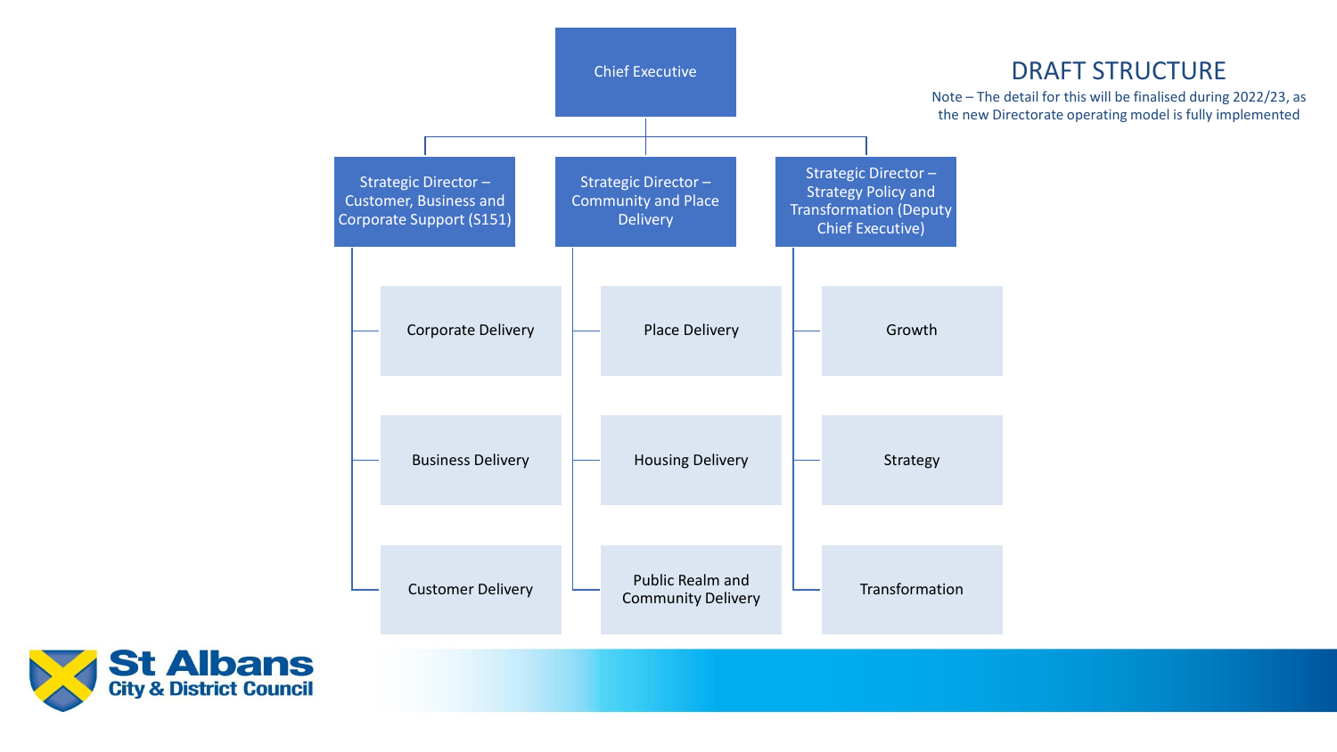# DRAFT STRUCTURE

Note – The detail for this will be finalised during 2022/23, as the new Directorate operating model is fully implemented

- **Chief Executive**
  - **Strategic Director – Customer, Business and Corporate Support (S151)**
    - Corporate Delivery
    - Business Delivery
    - Customer Delivery
  - **Strategic Director – Community and Place Delivery**
    - Place Delivery
    - Housing Delivery
    - Public Realm and Community Delivery
  - **Strategic Director – Strategy Policy and Transformation (Deputy Chief Executive)**
    - Growth
    - Strategy
    - Transformation

St Albans City & District Council